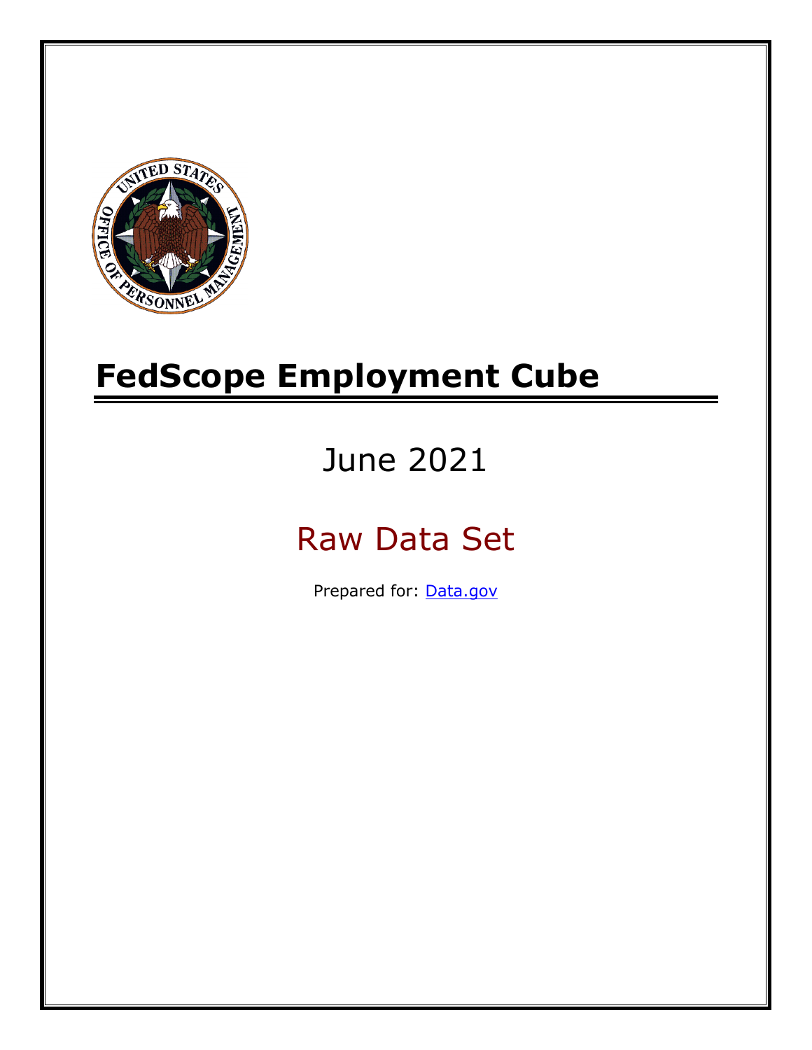# FedScope Employment Cube

June 2021

Raw Data Set

Prepared for: [Data.gov](http://www.data.gov/)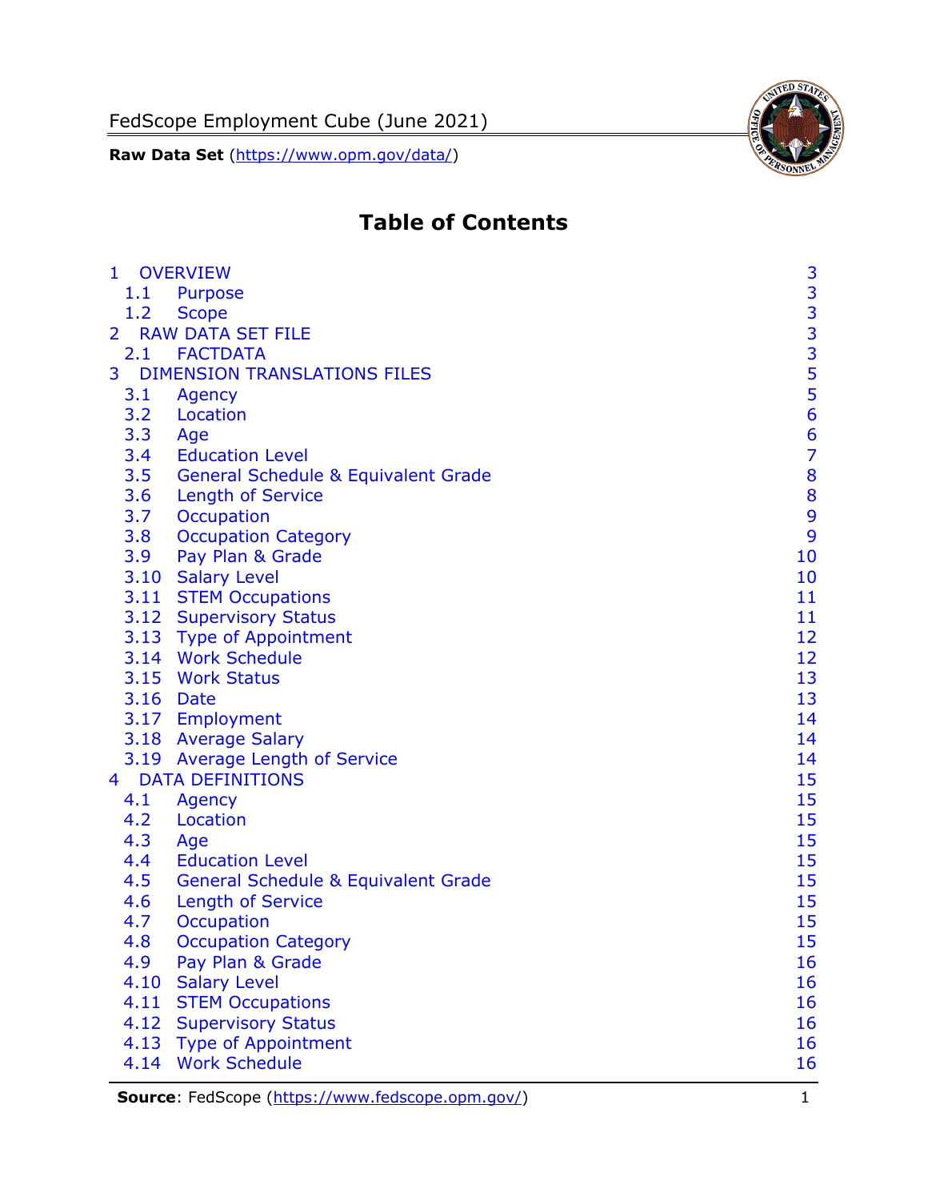# Table of Contents

| | | |
|---|---|---|
| 1 | OVERVIEW | 3 |
| 1.1 | Purpose | 3 |
| 1.2 | Scope | 3 |
| 2 | RAW DATA SET FILE | 3 |
| 2.1 | FACTDATA | 3 |
| 3 | DIMENSION TRANSLATIONS FILES | 5 |
| 3.1 | Agency | 5 |
| 3.2 | Location | 6 |
| 3.3 | Age | 6 |
| 3.4 | Education Level | 7 |
| 3.5 | General Schedule & Equivalent Grade | 8 |
| 3.6 | Length of Service | 8 |
| 3.7 | Occupation | 9 |
| 3.8 | Occupation Category | 9 |
| 3.9 | Pay Plan & Grade | 10 |
| 3.10 | Salary Level | 10 |
| 3.11 | STEM Occupations | 11 |
| 3.12 | Supervisory Status | 11 |
| 3.13 | Type of Appointment | 12 |
| 3.14 | Work Schedule | 12 |
| 3.15 | Work Status | 13 |
| 3.16 | Date | 13 |
| 3.17 | Employment | 14 |
| 3.18 | Average Salary | 14 |
| 3.19 | Average Length of Service | 14 |
| 4 | DATA DEFINITIONS | 15 |
| 4.1 | Agency | 15 |
| 4.2 | Location | 15 |
| 4.3 | Age | 15 |
| 4.4 | Education Level | 15 |
| 4.5 | General Schedule & Equivalent Grade | 15 |
| 4.6 | Length of Service | 15 |
| 4.7 | Occupation | 15 |
| 4.8 | Occupation Category | 15 |
| 4.9 | Pay Plan & Grade | 16 |
| 4.10 | Salary Level | 16 |
| 4.11 | STEM Occupations | 16 |
| 4.12 | Supervisory Status | 16 |
| 4.13 | Type of Appointment | 16 |
| 4.14 | Work Schedule | 16 |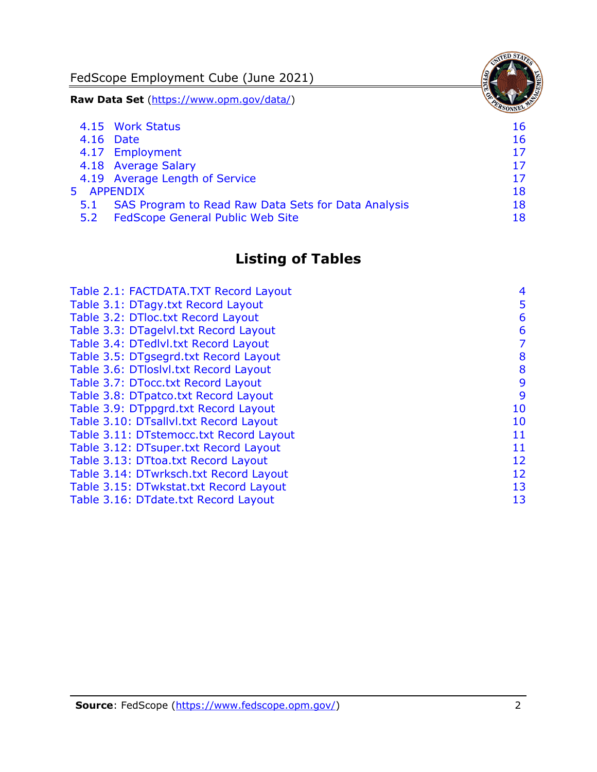4.15 Work Status 16
4.16 Date 16
4.17 Employment 17
4.18 Average Salary 17
4.19 Average Length of Service 17
5 APPENDIX 18
5.1 SAS Program to Read Raw Data Sets for Data Analysis 18
5.2 FedScope General Public Web Site 18

## Listing of Tables

Table 2.1: FACTDATA.TXT Record Layout 4
Table 3.1: DTagy.txt Record Layout 5
Table 3.2: DTloc.txt Record Layout 6
Table 3.3: DTagelvl.txt Record Layout 6
Table 3.4: DTedlvl.txt Record Layout 7
Table 3.5: DTgsegrd.txt Record Layout 8
Table 3.6: DTloslvl.txt Record Layout 8
Table 3.7: DTocc.txt Record Layout 9
Table 3.8: DTpatco.txt Record Layout 9
Table 3.9: DTppgrd.txt Record Layout 10
Table 3.10: DTsallvl.txt Record Layout 10
Table 3.11: DTstemocc.txt Record Layout 11
Table 3.12: DTsuper.txt Record Layout 11
Table 3.13: DTtoa.txt Record Layout 12
Table 3.14: DTwrksch.txt Record Layout 12
Table 3.15: DTwkstat.txt Record Layout 13
Table 3.16: DTdate.txt Record Layout 13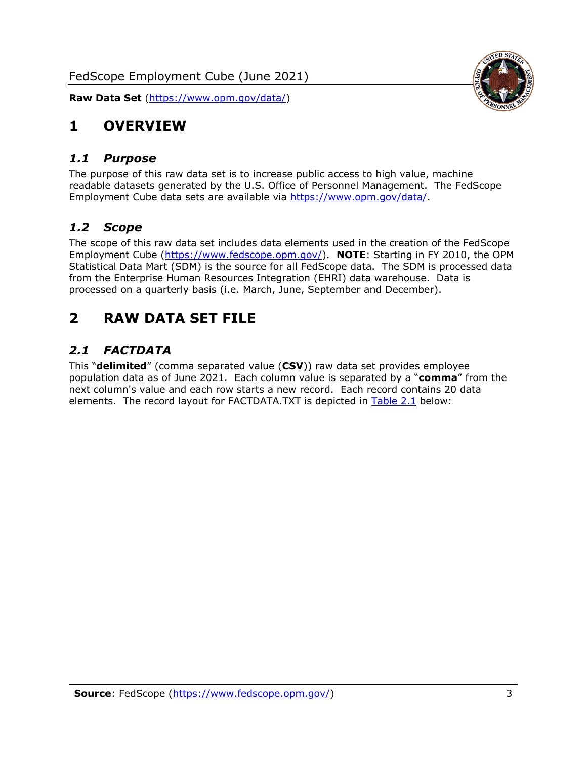# 1 OVERVIEW

## *1.1 Purpose*

The purpose of this raw data set is to increase public access to high value, machine readable datasets generated by the U.S. Office of Personnel Management. The FedScope Employment Cube data sets are available via https://www.opm.gov/data/.

## *1.2 Scope*

The scope of this raw data set includes data elements used in the creation of the FedScope Employment Cube (https://www.fedscope.opm.gov/). **NOTE**: Starting in FY 2010, the OPM Statistical Data Mart (SDM) is the source for all FedScope data. The SDM is processed data from the Enterprise Human Resources Integration (EHRI) data warehouse. Data is processed on a quarterly basis (i.e. March, June, September and December).

# 2 RAW DATA SET FILE

## *2.1 FACTDATA*

This "**delimited**" (comma separated value (**CSV**)) raw data set provides employee population data as of June 2021. Each column value is separated by a "**comma**" from the next column's value and each row starts a new record. Each record contains 20 data elements. The record layout for FACTDATA.TXT is depicted in Table 2.1 below: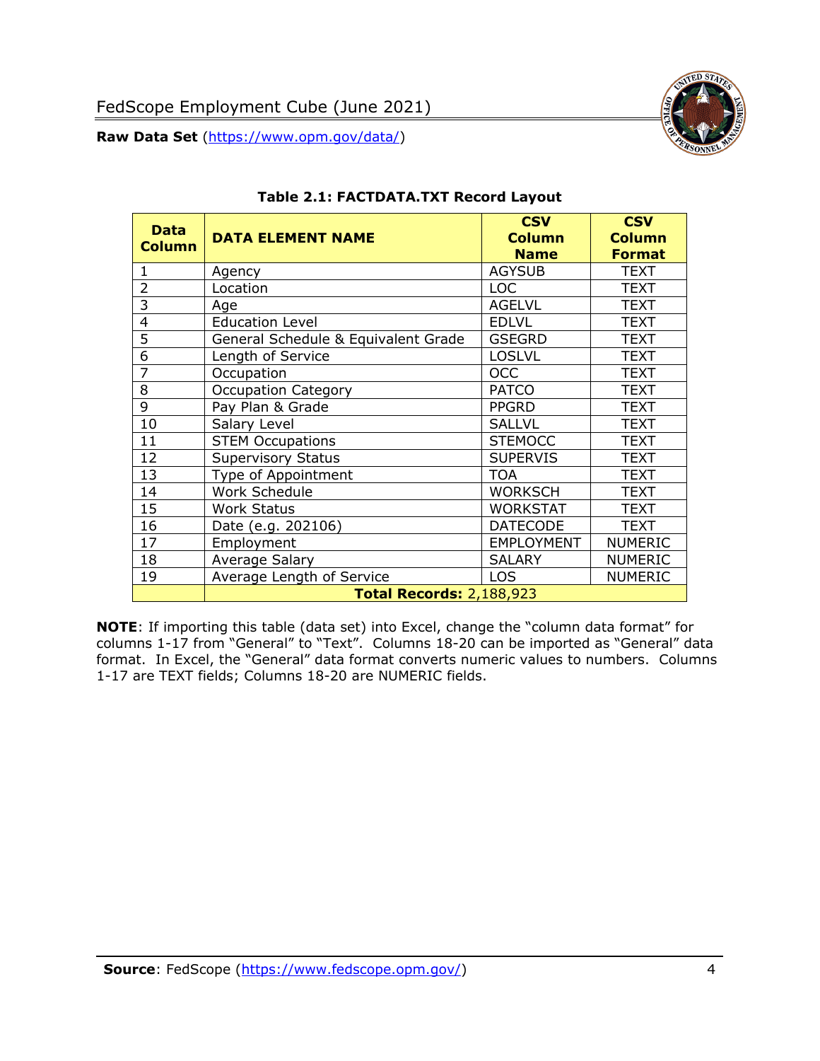**Table 2.1: FACTDATA.TXT Record Layout**

| Data Column | DATA ELEMENT NAME | CSV Column Name | CSV Column Format |
|---|---|---|---|
| 1 | Agency | AGYSUB | TEXT |
| 2 | Location | LOC | TEXT |
| 3 | Age | AGELVL | TEXT |
| 4 | Education Level | EDLVL | TEXT |
| 5 | General Schedule & Equivalent Grade | GSEGRD | TEXT |
| 6 | Length of Service | LOSLVL | TEXT |
| 7 | Occupation | OCC | TEXT |
| 8 | Occupation Category | PATCO | TEXT |
| 9 | Pay Plan & Grade | PPGRD | TEXT |
| 10 | Salary Level | SALLVL | TEXT |
| 11 | STEM Occupations | STEMOCC | TEXT |
| 12 | Supervisory Status | SUPERVIS | TEXT |
| 13 | Type of Appointment | TOA | TEXT |
| 14 | Work Schedule | WORKSCH | TEXT |
| 15 | Work Status | WORKSTAT | TEXT |
| 16 | Date (e.g. 202106) | DATECODE | TEXT |
| 17 | Employment | EMPLOYMENT | NUMERIC |
| 18 | Average Salary | SALARY | NUMERIC |
| 19 | Average Length of Service | LOS | NUMERIC |
| | **Total Records:** 2,188,923 | | |

**NOTE**: If importing this table (data set) into Excel, change the "column data format" for columns 1-17 from "General" to "Text". Columns 18-20 can be imported as "General" data format. In Excel, the "General" data format converts numeric values to numbers. Columns 1-17 are TEXT fields; Columns 18-20 are NUMERIC fields.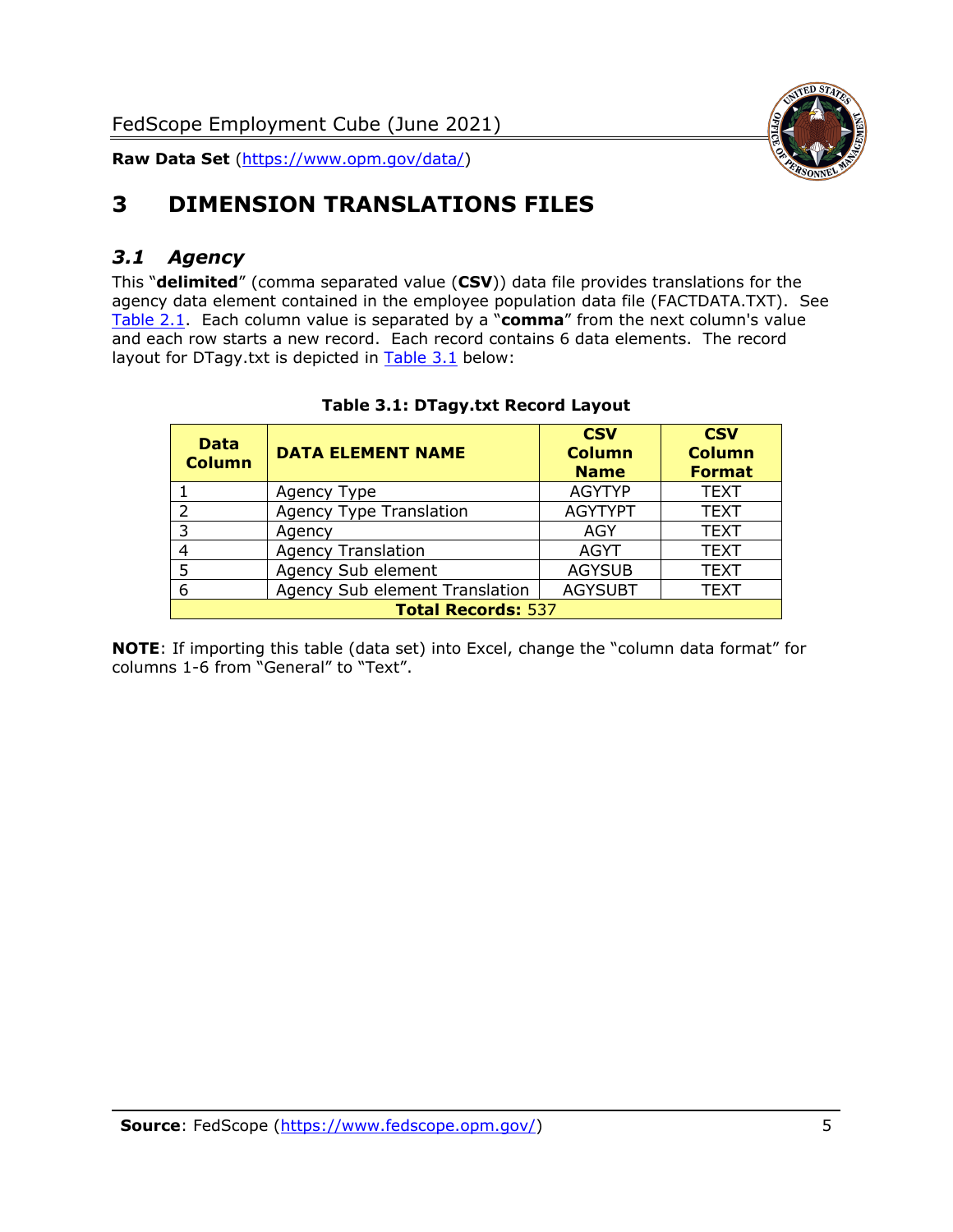# 3 DIMENSION TRANSLATIONS FILES

## *3.1 Agency*

This "**delimited**" (comma separated value (**CSV**)) data file provides translations for the agency data element contained in the employee population data file (FACTDATA.TXT). See Table 2.1. Each column value is separated by a "**comma**" from the next column's value and each row starts a new record. Each record contains 6 data elements. The record layout for DTagy.txt is depicted in Table 3.1 below:

**Table 3.1: DTagy.txt Record Layout**

| Data Column | DATA ELEMENT NAME | CSV Column Name | CSV Column Format |
|---|---|---|---|
| 1 | Agency Type | AGYTYP | TEXT |
| 2 | Agency Type Translation | AGYTYPT | TEXT |
| 3 | Agency | AGY | TEXT |
| 4 | Agency Translation | AGYT | TEXT |
| 5 | Agency Sub element | AGYSUB | TEXT |
| 6 | Agency Sub element Translation | AGYSUBT | TEXT |
| **Total Records:** 537 | | | |

**NOTE**: If importing this table (data set) into Excel, change the "column data format" for columns 1-6 from "General" to "Text".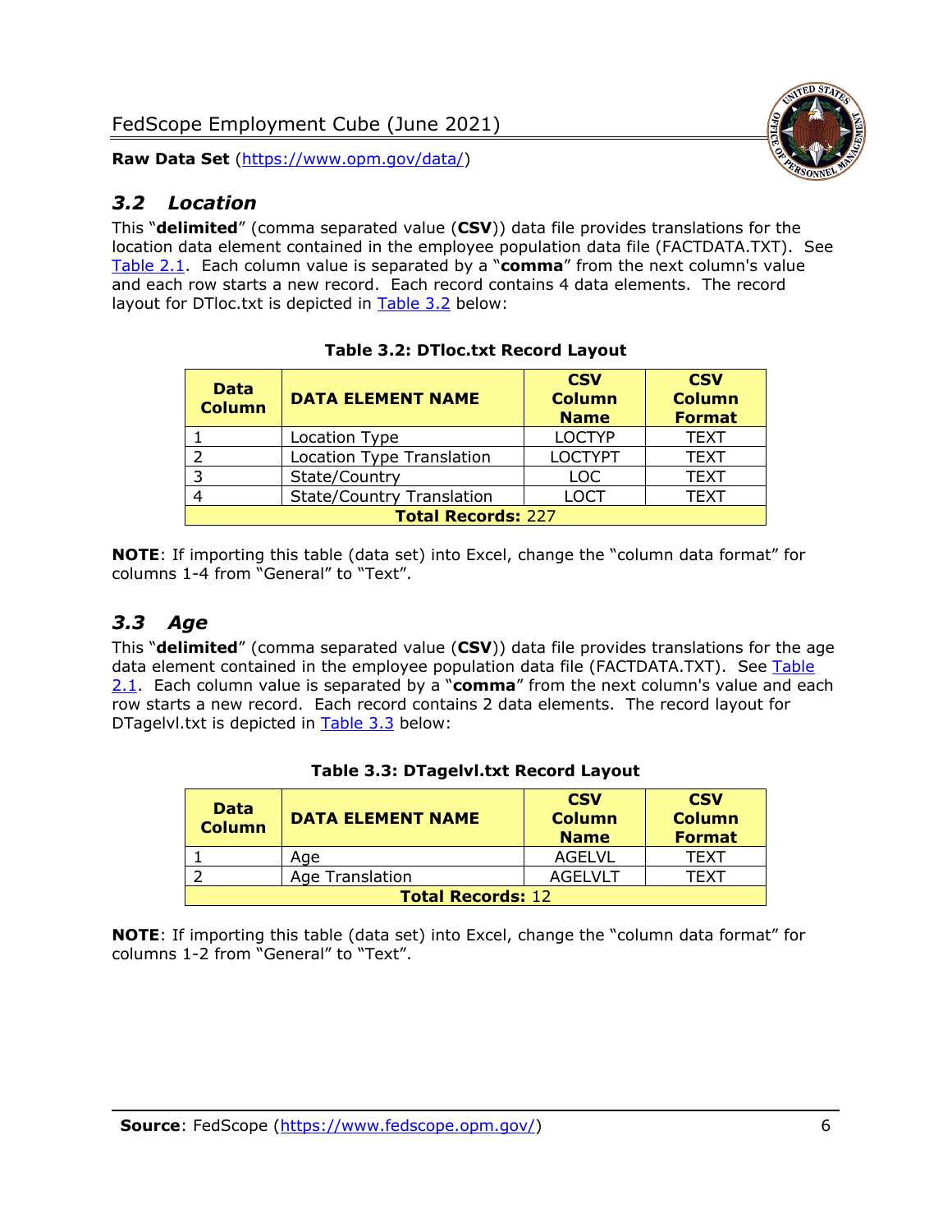## *3.2 Location*

This "**delimited**" (comma separated value (**CSV**)) data file provides translations for the location data element contained in the employee population data file (FACTDATA.TXT). See Table 2.1. Each column value is separated by a "**comma**" from the next column's value and each row starts a new record. Each record contains 4 data elements. The record layout for DTloc.txt is depicted in Table 3.2 below:

**Table 3.2: DTloc.txt Record Layout**

| Data Column | DATA ELEMENT NAME | CSV Column Name | CSV Column Format |
|---|---|---|---|
| 1 | Location Type | LOCTYP | TEXT |
| 2 | Location Type Translation | LOCTYPT | TEXT |
| 3 | State/Country | LOC | TEXT |
| 4 | State/Country Translation | LOCT | TEXT |
| **Total Records:** 227 | | | |

**NOTE**: If importing this table (data set) into Excel, change the "column data format" for columns 1-4 from "General" to "Text".

## *3.3 Age*

This "**delimited**" (comma separated value (**CSV**)) data file provides translations for the age data element contained in the employee population data file (FACTDATA.TXT). See Table 2.1. Each column value is separated by a "**comma**" from the next column's value and each row starts a new record. Each record contains 2 data elements. The record layout for DTagelvl.txt is depicted in Table 3.3 below:

**Table 3.3: DTagelvl.txt Record Layout**

| Data Column | DATA ELEMENT NAME | CSV Column Name | CSV Column Format |
|---|---|---|---|
| 1 | Age | AGELVL | TEXT |
| 2 | Age Translation | AGELVLT | TEXT |
| **Total Records:** 12 | | | |

**NOTE**: If importing this table (data set) into Excel, change the "column data format" for columns 1-2 from "General" to "Text".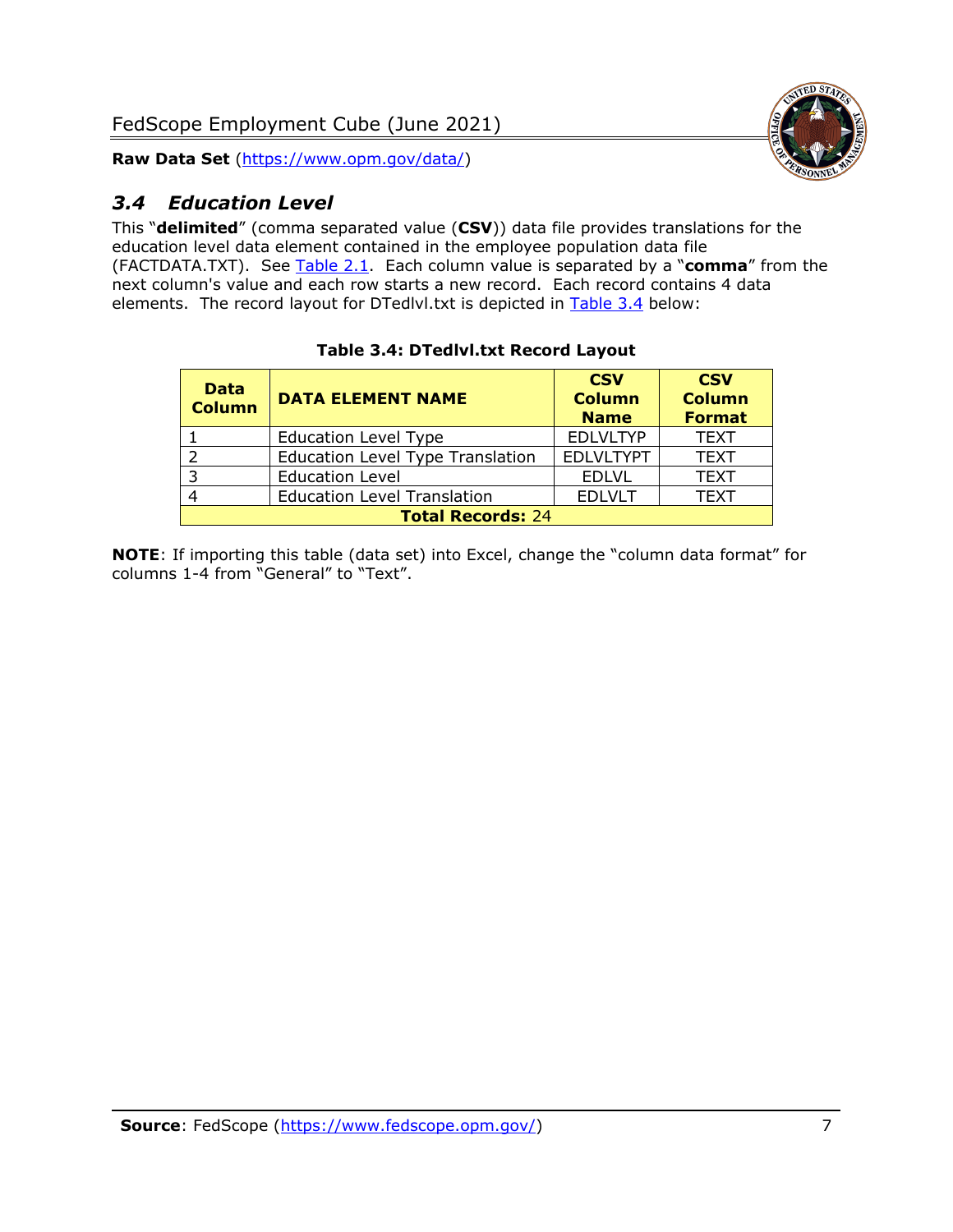## *3.4 Education Level*

This "**delimited**" (comma separated value (**CSV**)) data file provides translations for the education level data element contained in the employee population data file (FACTDATA.TXT). See Table 2.1. Each column value is separated by a "**comma**" from the next column's value and each row starts a new record. Each record contains 4 data elements. The record layout for DTedlvl.txt is depicted in Table 3.4 below:

**Table 3.4: DTedlvl.txt Record Layout**

| Data Column | DATA ELEMENT NAME | CSV Column Name | CSV Column Format |
|---|---|---|---|
| 1 | Education Level Type | EDLVLTYP | TEXT |
| 2 | Education Level Type Translation | EDLVLTYPT | TEXT |
| 3 | Education Level | EDLVL | TEXT |
| 4 | Education Level Translation | EDLVLT | TEXT |
| **Total Records:** 24 | | | |

**NOTE**: If importing this table (data set) into Excel, change the "column data format" for columns 1-4 from "General" to "Text".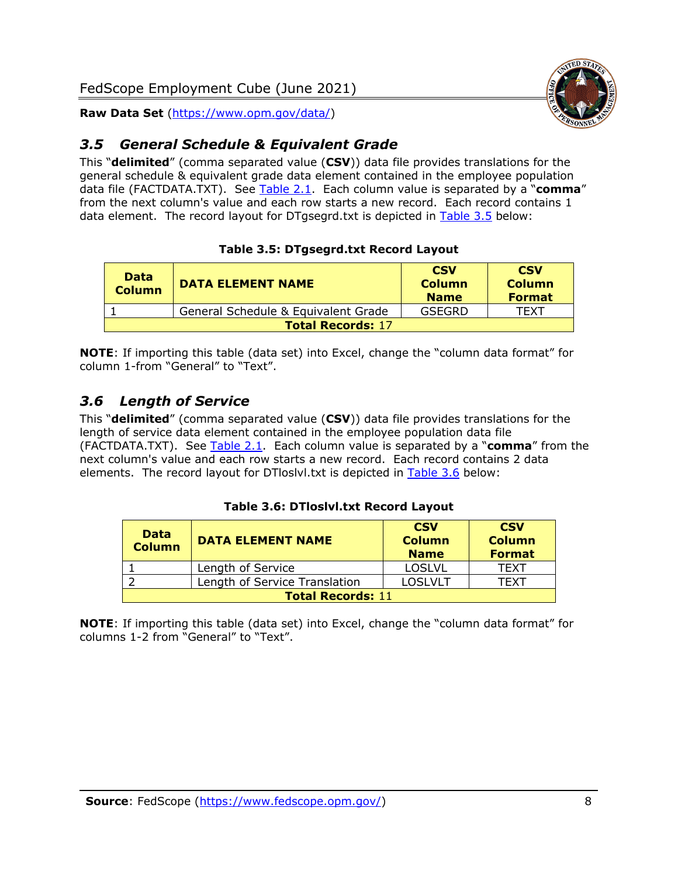### *3.5 General Schedule & Equivalent Grade*

This "**delimited**" (comma separated value (**CSV**)) data file provides translations for the general schedule & equivalent grade data element contained in the employee population data file (FACTDATA.TXT). See Table 2.1. Each column value is separated by a "**comma**" from the next column's value and each row starts a new record. Each record contains 1 data element. The record layout for DTgsegrd.txt is depicted in Table 3.5 below:

**Table 3.5: DTgsegrd.txt Record Layout**

| Data Column | DATA ELEMENT NAME | CSV Column Name | CSV Column Format |
|---|---|---|---|
| 1 | General Schedule & Equivalent Grade | GSEGRD | TEXT |
| **Total Records:** 17 | | | |

**NOTE**: If importing this table (data set) into Excel, change the "column data format" for column 1-from "General" to "Text".

### *3.6 Length of Service*

This "**delimited**" (comma separated value (**CSV**)) data file provides translations for the length of service data element contained in the employee population data file (FACTDATA.TXT). See Table 2.1. Each column value is separated by a "**comma**" from the next column's value and each row starts a new record. Each record contains 2 data elements. The record layout for DTloslvl.txt is depicted in Table 3.6 below:

**Table 3.6: DTloslvl.txt Record Layout**

| Data Column | DATA ELEMENT NAME | CSV Column Name | CSV Column Format |
|---|---|---|---|
| 1 | Length of Service | LOSLVL | TEXT |
| 2 | Length of Service Translation | LOSLVLT | TEXT |
| **Total Records:** 11 | | | |

**NOTE**: If importing this table (data set) into Excel, change the "column data format" for columns 1-2 from "General" to "Text".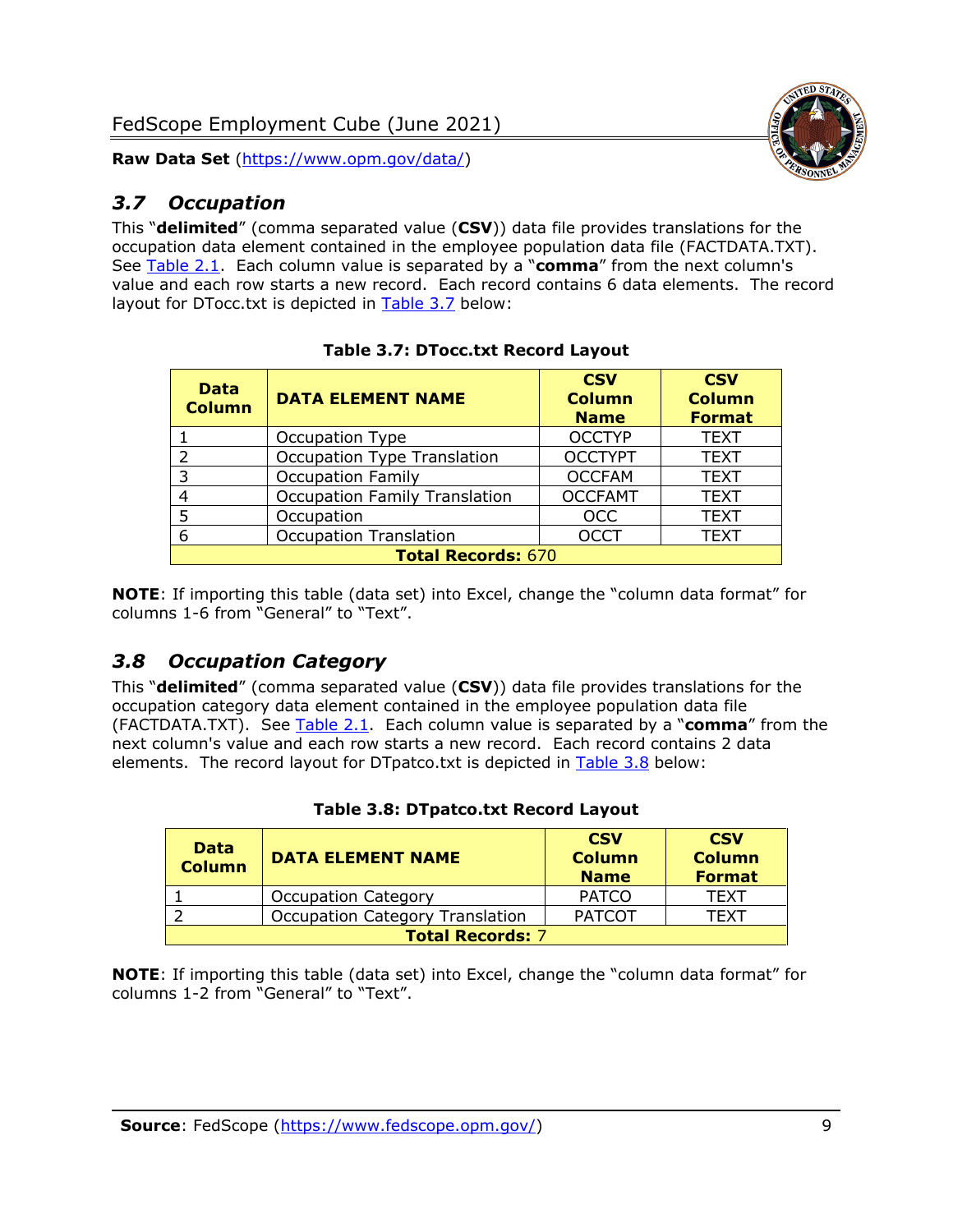## *3.7 Occupation*

This "**delimited**" (comma separated value (**CSV**)) data file provides translations for the occupation data element contained in the employee population data file (FACTDATA.TXT). See Table 2.1. Each column value is separated by a "**comma**" from the next column's value and each row starts a new record. Each record contains 6 data elements. The record layout for DTocc.txt is depicted in Table 3.7 below:

**Table 3.7: DTocc.txt Record Layout**

| Data Column | DATA ELEMENT NAME | CSV Column Name | CSV Column Format |
|---|---|---|---|
| 1 | Occupation Type | OCCTYP | TEXT |
| 2 | Occupation Type Translation | OCCTYPT | TEXT |
| 3 | Occupation Family | OCCFAM | TEXT |
| 4 | Occupation Family Translation | OCCFAMT | TEXT |
| 5 | Occupation | OCC | TEXT |
| 6 | Occupation Translation | OCCT | TEXT |
| **Total Records:** 670 | | | |

**NOTE**: If importing this table (data set) into Excel, change the "column data format" for columns 1-6 from "General" to "Text".

## *3.8 Occupation Category*

This "**delimited**" (comma separated value (**CSV**)) data file provides translations for the occupation category data element contained in the employee population data file (FACTDATA.TXT). See Table 2.1. Each column value is separated by a "**comma**" from the next column's value and each row starts a new record. Each record contains 2 data elements. The record layout for DTpatco.txt is depicted in Table 3.8 below:

**Table 3.8: DTpatco.txt Record Layout**

| Data Column | DATA ELEMENT NAME | CSV Column Name | CSV Column Format |
|---|---|---|---|
| 1 | Occupation Category | PATCO | TEXT |
| 2 | Occupation Category Translation | PATCOT | TEXT |
| **Total Records:** 7 | | | |

**NOTE**: If importing this table (data set) into Excel, change the "column data format" for columns 1-2 from "General" to "Text".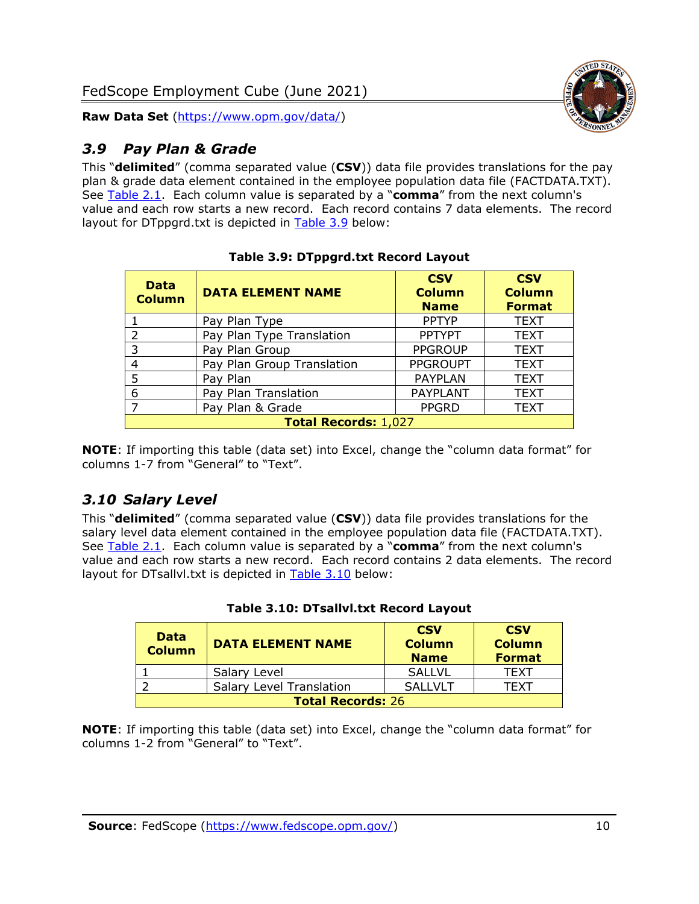## 3.9 Pay Plan & Grade

This "**delimited**" (comma separated value (**CSV**)) data file provides translations for the pay plan & grade data element contained in the employee population data file (FACTDATA.TXT). See Table 2.1. Each column value is separated by a "**comma**" from the next column's value and each row starts a new record. Each record contains 7 data elements. The record layout for DTppgrd.txt is depicted in Table 3.9 below:

**Table 3.9: DTppgrd.txt Record Layout**

| Data Column | DATA ELEMENT NAME | CSV Column Name | CSV Column Format |
|---|---|---|---|
| 1 | Pay Plan Type | PPTYP | TEXT |
| 2 | Pay Plan Type Translation | PPTYPT | TEXT |
| 3 | Pay Plan Group | PPGROUP | TEXT |
| 4 | Pay Plan Group Translation | PPGROUPT | TEXT |
| 5 | Pay Plan | PAYPLAN | TEXT |
| 6 | Pay Plan Translation | PAYPLANT | TEXT |
| 7 | Pay Plan & Grade | PPGRD | TEXT |
| **Total Records:** 1,027 | | | |

**NOTE**: If importing this table (data set) into Excel, change the "column data format" for columns 1-7 from "General" to "Text".

## 3.10 Salary Level

This "**delimited**" (comma separated value (**CSV**)) data file provides translations for the salary level data element contained in the employee population data file (FACTDATA.TXT). See Table 2.1. Each column value is separated by a "**comma**" from the next column's value and each row starts a new record. Each record contains 2 data elements. The record layout for DTsallvl.txt is depicted in Table 3.10 below:

**Table 3.10: DTsallvl.txt Record Layout**

| Data Column | DATA ELEMENT NAME | CSV Column Name | CSV Column Format |
|---|---|---|---|
| 1 | Salary Level | SALLVL | TEXT |
| 2 | Salary Level Translation | SALLVLT | TEXT |
| **Total Records:** 26 | | | |

**NOTE**: If importing this table (data set) into Excel, change the "column data format" for columns 1-2 from "General" to "Text".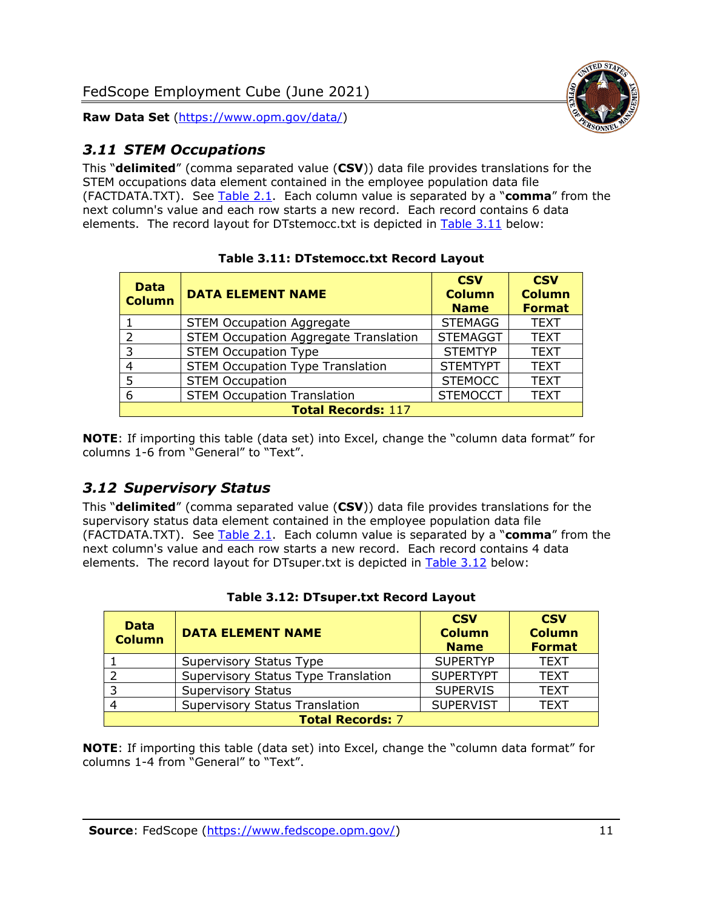## 3.11 STEM Occupations

This "**delimited**" (comma separated value (**CSV**)) data file provides translations for the STEM occupations data element contained in the employee population data file (FACTDATA.TXT). See Table 2.1. Each column value is separated by a "**comma**" from the next column's value and each row starts a new record. Each record contains 6 data elements. The record layout for DTstemocc.txt is depicted in Table 3.11 below:

**Table 3.11: DTstemocc.txt Record Layout**

| Data Column | DATA ELEMENT NAME | CSV Column Name | CSV Column Format |
|---|---|---|---|
| 1 | STEM Occupation Aggregate | STEMAGG | TEXT |
| 2 | STEM Occupation Aggregate Translation | STEMAGGT | TEXT |
| 3 | STEM Occupation Type | STEMTYP | TEXT |
| 4 | STEM Occupation Type Translation | STEMTYPT | TEXT |
| 5 | STEM Occupation | STEMOCC | TEXT |
| 6 | STEM Occupation Translation | STEMOCCT | TEXT |
| **Total Records:** 117 | | | |

**NOTE**: If importing this table (data set) into Excel, change the "column data format" for columns 1-6 from "General" to "Text".

## 3.12 Supervisory Status

This "**delimited**" (comma separated value (**CSV**)) data file provides translations for the supervisory status data element contained in the employee population data file (FACTDATA.TXT). See Table 2.1. Each column value is separated by a "**comma**" from the next column's value and each row starts a new record. Each record contains 4 data elements. The record layout for DTsuper.txt is depicted in Table 3.12 below:

**Table 3.12: DTsuper.txt Record Layout**

| Data Column | DATA ELEMENT NAME | CSV Column Name | CSV Column Format |
|---|---|---|---|
| 1 | Supervisory Status Type | SUPERTYP | TEXT |
| 2 | Supervisory Status Type Translation | SUPERTYPT | TEXT |
| 3 | Supervisory Status | SUPERVIS | TEXT |
| 4 | Supervisory Status Translation | SUPERVIST | TEXT |
| **Total Records:** 7 | | | |

**NOTE**: If importing this table (data set) into Excel, change the "column data format" for columns 1-4 from "General" to "Text".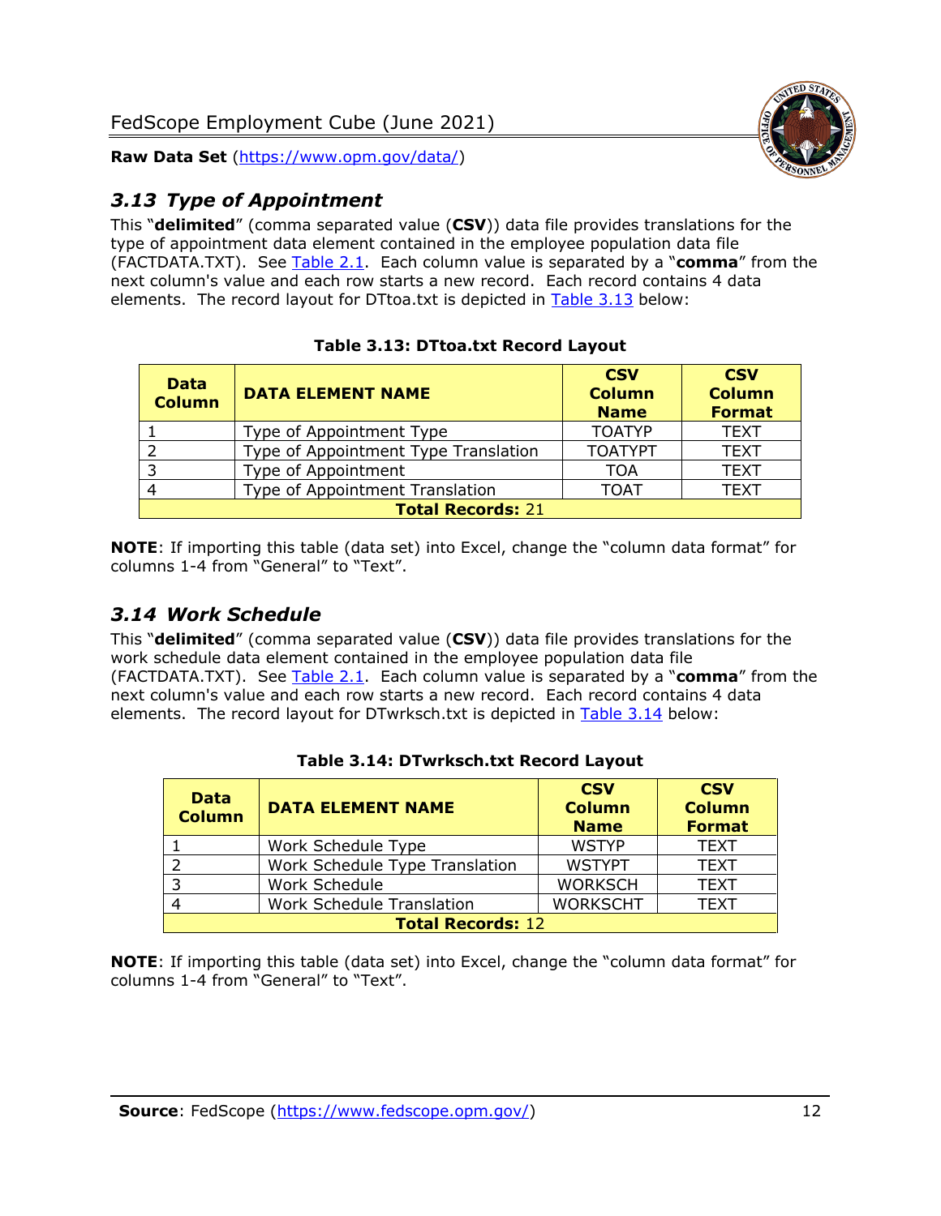## *3.13 Type of Appointment*

This "**delimited**" (comma separated value (**CSV**)) data file provides translations for the type of appointment data element contained in the employee population data file (FACTDATA.TXT). See Table 2.1. Each column value is separated by a "**comma**" from the next column's value and each row starts a new record. Each record contains 4 data elements. The record layout for DTtoa.txt is depicted in Table 3.13 below:

**Table 3.13: DTtoa.txt Record Layout**

| Data Column | DATA ELEMENT NAME | CSV Column Name | CSV Column Format |
|---|---|---|---|
| 1 | Type of Appointment Type | TOATYP | TEXT |
| 2 | Type of Appointment Type Translation | TOATYPT | TEXT |
| 3 | Type of Appointment | TOA | TEXT |
| 4 | Type of Appointment Translation | TOAT | TEXT |
| **Total Records:** 21 | | | |

**NOTE**: If importing this table (data set) into Excel, change the "column data format" for columns 1-4 from "General" to "Text".

## *3.14 Work Schedule*

This "**delimited**" (comma separated value (**CSV**)) data file provides translations for the work schedule data element contained in the employee population data file (FACTDATA.TXT). See Table 2.1. Each column value is separated by a "**comma**" from the next column's value and each row starts a new record. Each record contains 4 data elements. The record layout for DTwrksch.txt is depicted in Table 3.14 below:

**Table 3.14: DTwrksch.txt Record Layout**

| Data Column | DATA ELEMENT NAME | CSV Column Name | CSV Column Format |
|---|---|---|---|
| 1 | Work Schedule Type | WSTYP | TEXT |
| 2 | Work Schedule Type Translation | WSTYPT | TEXT |
| 3 | Work Schedule | WORKSCH | TEXT |
| 4 | Work Schedule Translation | WORKSCHT | TEXT |
| **Total Records:** 12 | | | |

**NOTE**: If importing this table (data set) into Excel, change the "column data format" for columns 1-4 from "General" to "Text".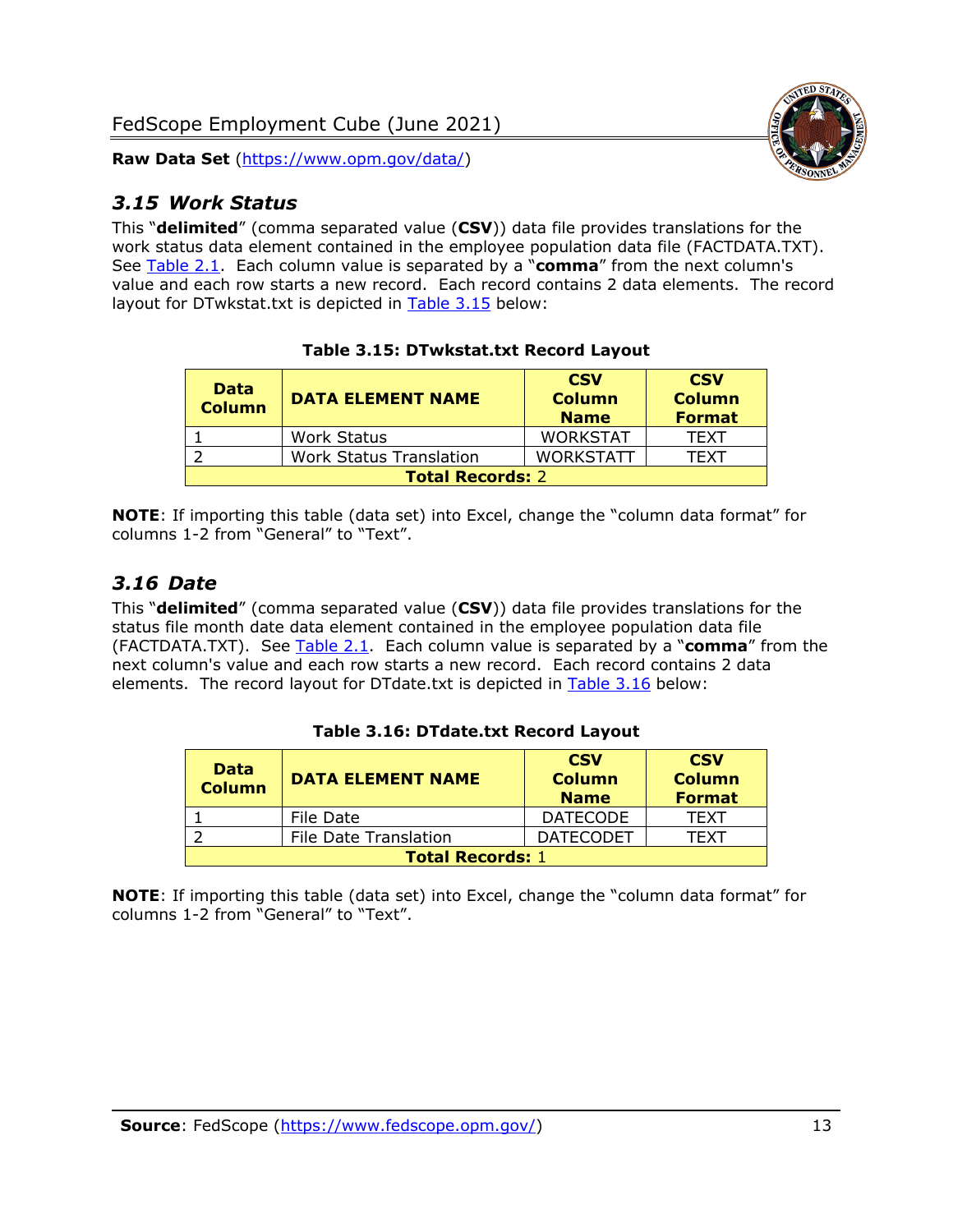## *3.15 Work Status*

This "**delimited**" (comma separated value (**CSV**)) data file provides translations for the work status data element contained in the employee population data file (FACTDATA.TXT). See Table 2.1. Each column value is separated by a "**comma**" from the next column's value and each row starts a new record. Each record contains 2 data elements. The record layout for DTwkstat.txt is depicted in Table 3.15 below:

**Table 3.15: DTwkstat.txt Record Layout**

| Data Column | DATA ELEMENT NAME | CSV Column Name | CSV Column Format |
|---|---|---|---|
| 1 | Work Status | WORKSTAT | TEXT |
| 2 | Work Status Translation | WORKSTATT | TEXT |
| **Total Records:** 2 | | | |

**NOTE**: If importing this table (data set) into Excel, change the "column data format" for columns 1-2 from "General" to "Text".

## *3.16 Date*

This "**delimited**" (comma separated value (**CSV**)) data file provides translations for the status file month date data element contained in the employee population data file (FACTDATA.TXT). See Table 2.1. Each column value is separated by a "**comma**" from the next column's value and each row starts a new record. Each record contains 2 data elements. The record layout for DTdate.txt is depicted in Table 3.16 below:

**Table 3.16: DTdate.txt Record Layout**

| Data Column | DATA ELEMENT NAME | CSV Column Name | CSV Column Format |
|---|---|---|---|
| 1 | File Date | DATECODE | TEXT |
| 2 | File Date Translation | DATECODET | TEXT |
| **Total Records:** 1 | | | |

**NOTE**: If importing this table (data set) into Excel, change the "column data format" for columns 1-2 from "General" to "Text".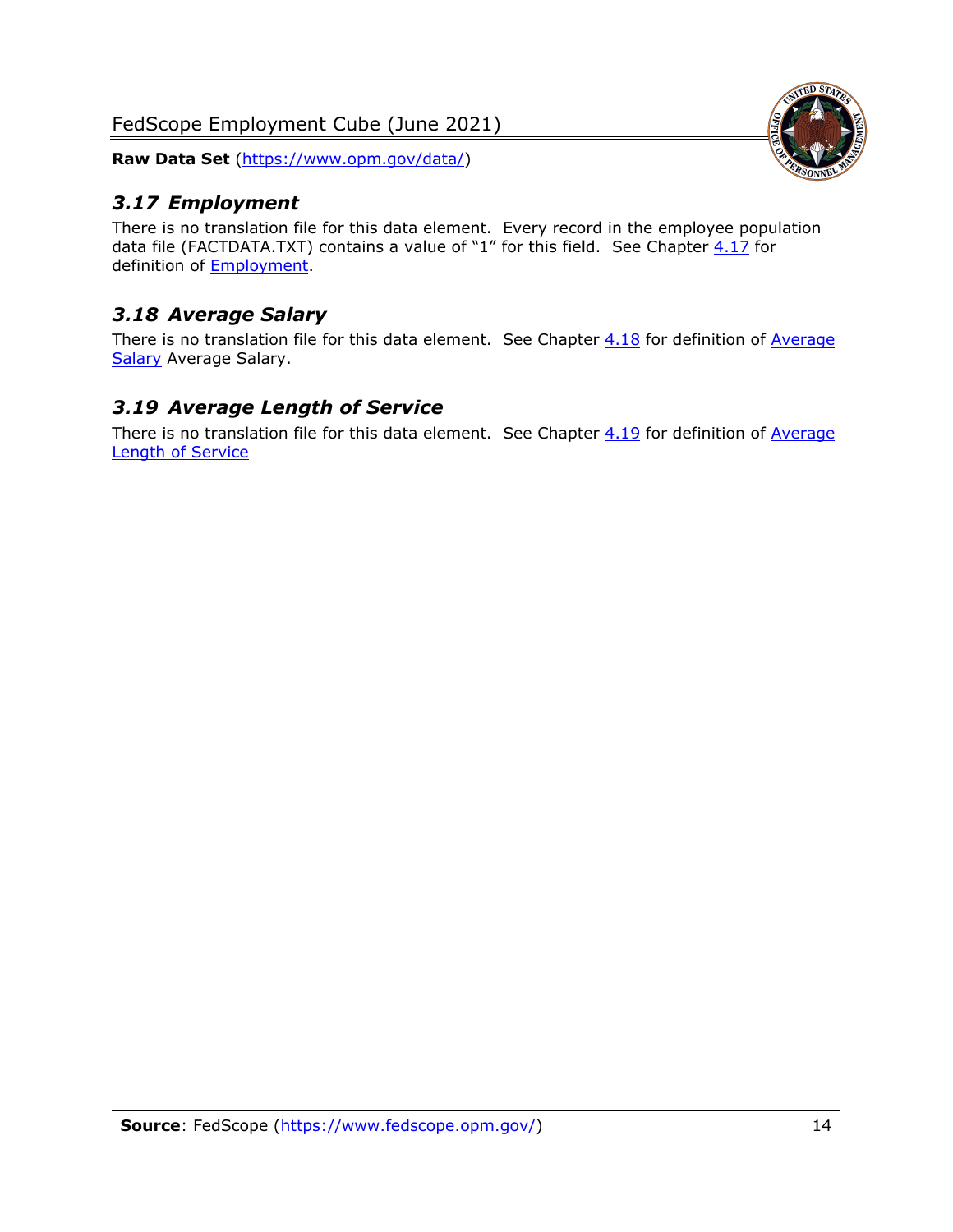## *3.17 Employment*

There is no translation file for this data element. Every record in the employee population data file (FACTDATA.TXT) contains a value of "1" for this field. See Chapter 4.17 for definition of Employment.

## *3.18 Average Salary*

There is no translation file for this data element. See Chapter 4.18 for definition of Average Salary Average Salary.

## *3.19 Average Length of Service*

There is no translation file for this data element. See Chapter 4.19 for definition of Average Length of Service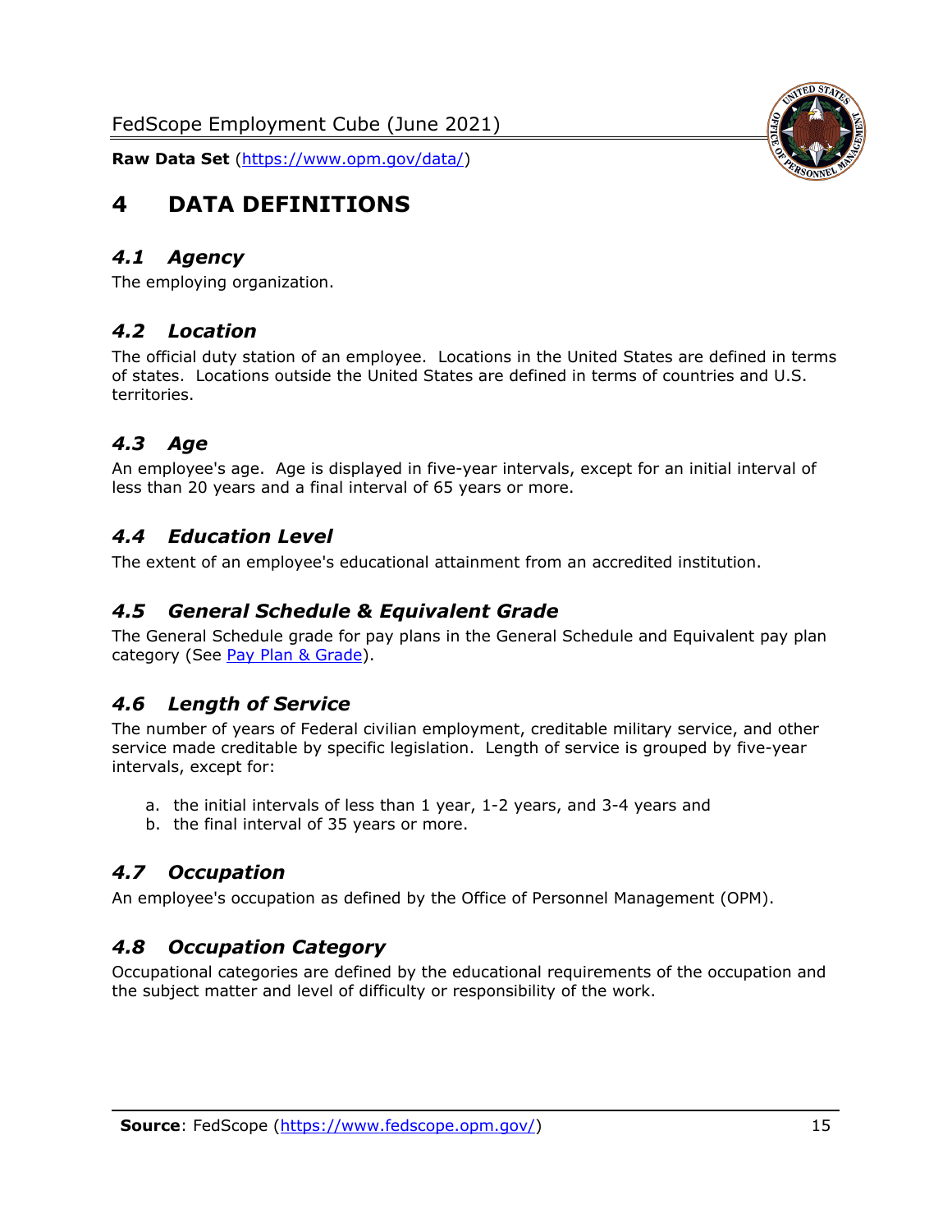# 4 DATA DEFINITIONS

## *4.1 Agency*

The employing organization.

## *4.2 Location*

The official duty station of an employee. Locations in the United States are defined in terms of states. Locations outside the United States are defined in terms of countries and U.S. territories.

## *4.3 Age*

An employee's age. Age is displayed in five-year intervals, except for an initial interval of less than 20 years and a final interval of 65 years or more.

## *4.4 Education Level*

The extent of an employee's educational attainment from an accredited institution.

## *4.5 General Schedule & Equivalent Grade*

The General Schedule grade for pay plans in the General Schedule and Equivalent pay plan category (See Pay Plan & Grade).

## *4.6 Length of Service*

The number of years of Federal civilian employment, creditable military service, and other service made creditable by specific legislation. Length of service is grouped by five-year intervals, except for:

a. the initial intervals of less than 1 year, 1-2 years, and 3-4 years and
b. the final interval of 35 years or more.

## *4.7 Occupation*

An employee's occupation as defined by the Office of Personnel Management (OPM).

## *4.8 Occupation Category*

Occupational categories are defined by the educational requirements of the occupation and the subject matter and level of difficulty or responsibility of the work.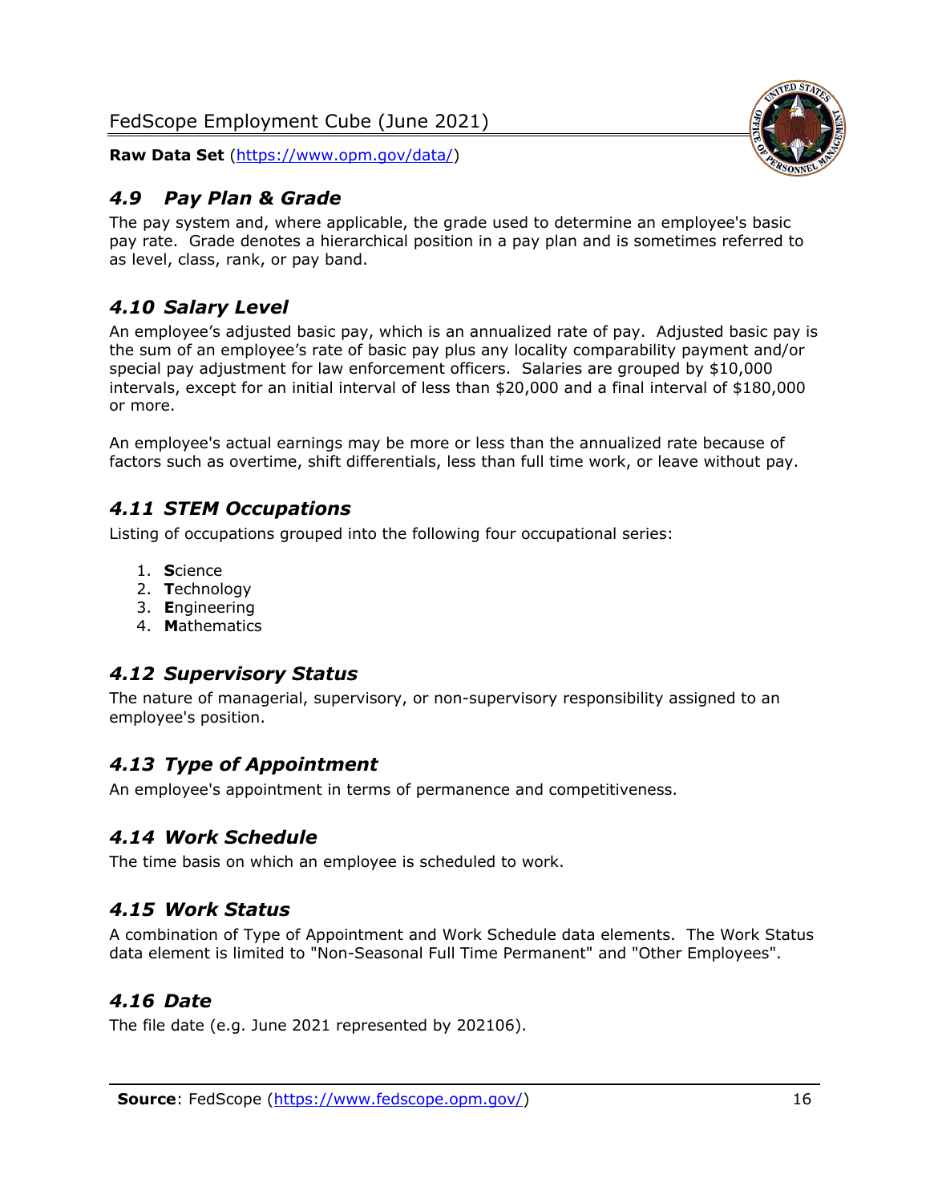## *4.9 Pay Plan & Grade*

The pay system and, where applicable, the grade used to determine an employee's basic pay rate. Grade denotes a hierarchical position in a pay plan and is sometimes referred to as level, class, rank, or pay band.

## *4.10 Salary Level*

An employee's adjusted basic pay, which is an annualized rate of pay. Adjusted basic pay is the sum of an employee's rate of basic pay plus any locality comparability payment and/or special pay adjustment for law enforcement officers. Salaries are grouped by $10,000 intervals, except for an initial interval of less than $20,000 and a final interval of $180,000 or more.

An employee's actual earnings may be more or less than the annualized rate because of factors such as overtime, shift differentials, less than full time work, or leave without pay.

## *4.11 STEM Occupations*

Listing of occupations grouped into the following four occupational series:

1. **S**cience
2. **T**echnology
3. **E**ngineering
4. **M**athematics

## *4.12 Supervisory Status*

The nature of managerial, supervisory, or non-supervisory responsibility assigned to an employee's position.

## *4.13 Type of Appointment*

An employee's appointment in terms of permanence and competitiveness.

## *4.14 Work Schedule*

The time basis on which an employee is scheduled to work.

## *4.15 Work Status*

A combination of Type of Appointment and Work Schedule data elements. The Work Status data element is limited to "Non-Seasonal Full Time Permanent" and "Other Employees".

## *4.16 Date*

The file date (e.g. June 2021 represented by 202106).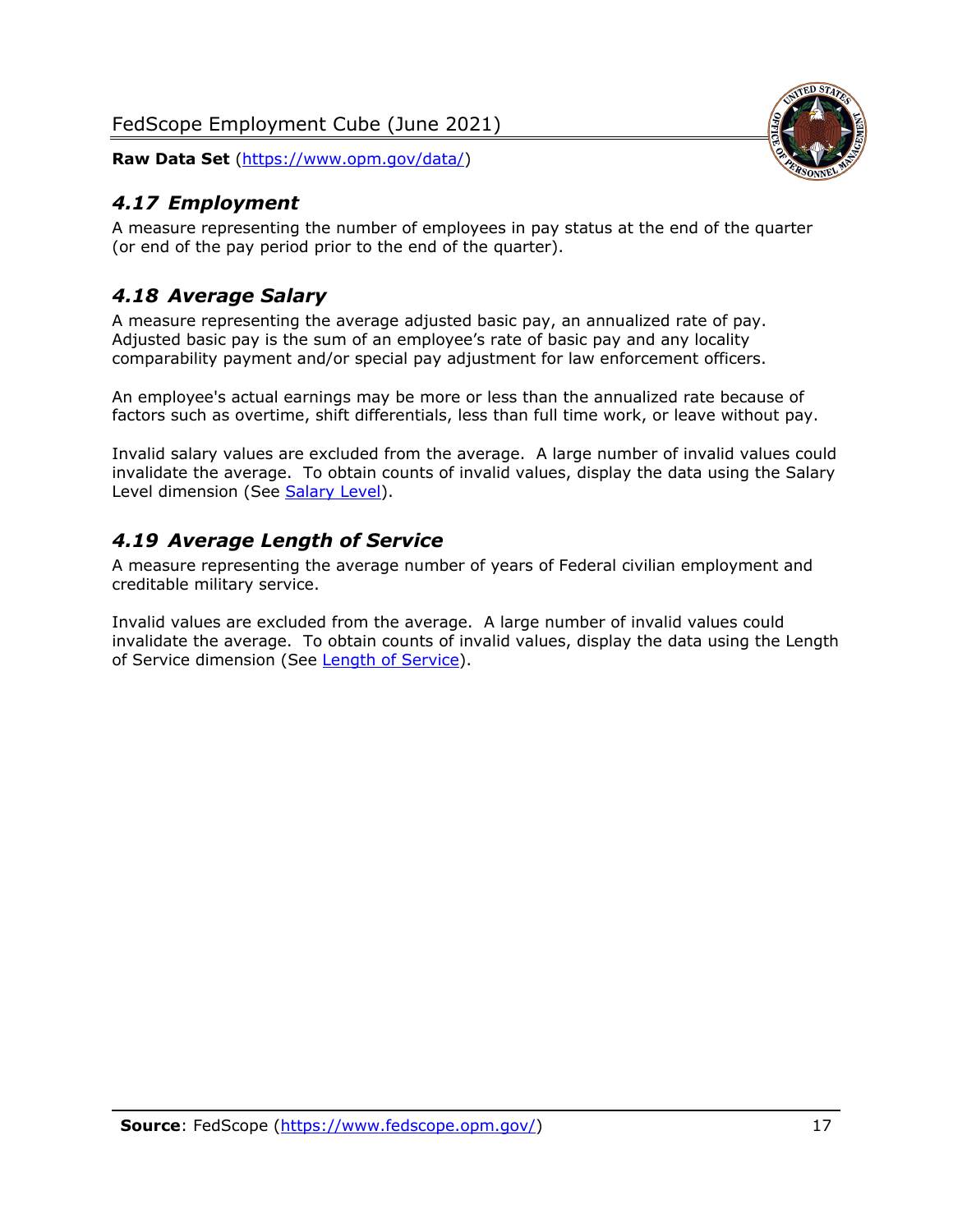## *4.17 Employment*

A measure representing the number of employees in pay status at the end of the quarter (or end of the pay period prior to the end of the quarter).

## *4.18 Average Salary*

A measure representing the average adjusted basic pay, an annualized rate of pay. Adjusted basic pay is the sum of an employee's rate of basic pay and any locality comparability payment and/or special pay adjustment for law enforcement officers.

An employee's actual earnings may be more or less than the annualized rate because of factors such as overtime, shift differentials, less than full time work, or leave without pay.

Invalid salary values are excluded from the average. A large number of invalid values could invalidate the average. To obtain counts of invalid values, display the data using the Salary Level dimension (See Salary Level).

## *4.19 Average Length of Service*

A measure representing the average number of years of Federal civilian employment and creditable military service.

Invalid values are excluded from the average. A large number of invalid values could invalidate the average. To obtain counts of invalid values, display the data using the Length of Service dimension (See Length of Service).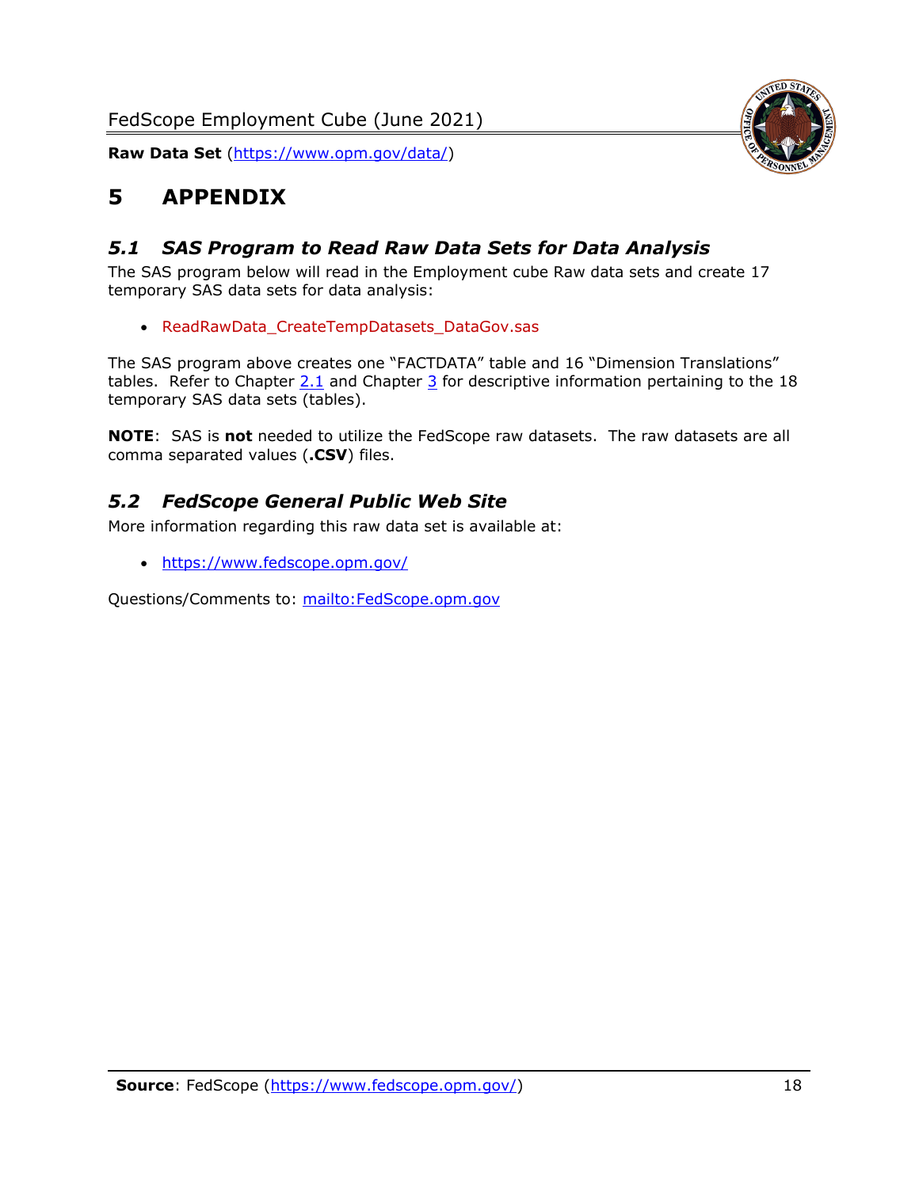# 5 APPENDIX

## *5.1 SAS Program to Read Raw Data Sets for Data Analysis*

The SAS program below will read in the Employment cube Raw data sets and create 17 temporary SAS data sets for data analysis:

- ReadRawData_CreateTempDatasets_DataGov.sas

The SAS program above creates one "FACTDATA" table and 16 "Dimension Translations" tables. Refer to Chapter 2.1 and Chapter 3 for descriptive information pertaining to the 18 temporary SAS data sets (tables).

**NOTE**: SAS is **not** needed to utilize the FedScope raw datasets. The raw datasets are all comma separated values (**.CSV**) files.

## *5.2 FedScope General Public Web Site*

More information regarding this raw data set is available at:

- https://www.fedscope.opm.gov/

Questions/Comments to: mailto:FedScope.opm.gov